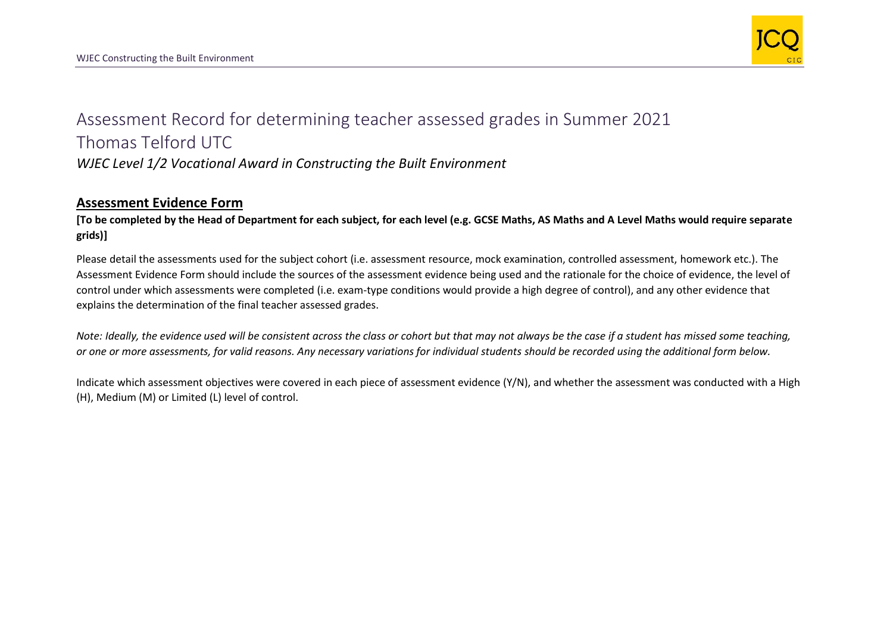# Assessment Record for determining teacher assessed grades in Summer 2021

## Thomas Telford UTC

*WJEC Level 1/2 Vocational Award in Constructing the Built Environment*

### **Assessment Evidence Form**

**[To be completed by the Head of Department for each subject, for each level (e.g. GCSE Maths, AS Maths and A Level Maths would require separate grids)]**

Please detail the assessments used for the subject cohort (i.e. assessment resource, mock examination, controlled assessment, homework etc.). The Assessment Evidence Form should include the sources of the assessment evidence being used and the rationale for the choice of evidence, the level of control under which assessments were completed (i.e. exam-type conditions would provide a high degree of control), and any other evidence that explains the determination of the final teacher assessed grades.

*Note: Ideally, the evidence used will be consistent across the class or cohort but that may not always be the case if a student has missed some teaching, or one or more assessments, for valid reasons. Any necessary variations for individual students should be recorded using the additional form below.*

Indicate which assessment objectives were covered in each piece of assessment evidence (Y/N), and whether the assessment was conducted with a High (H), Medium (M) or Limited (L) level of control.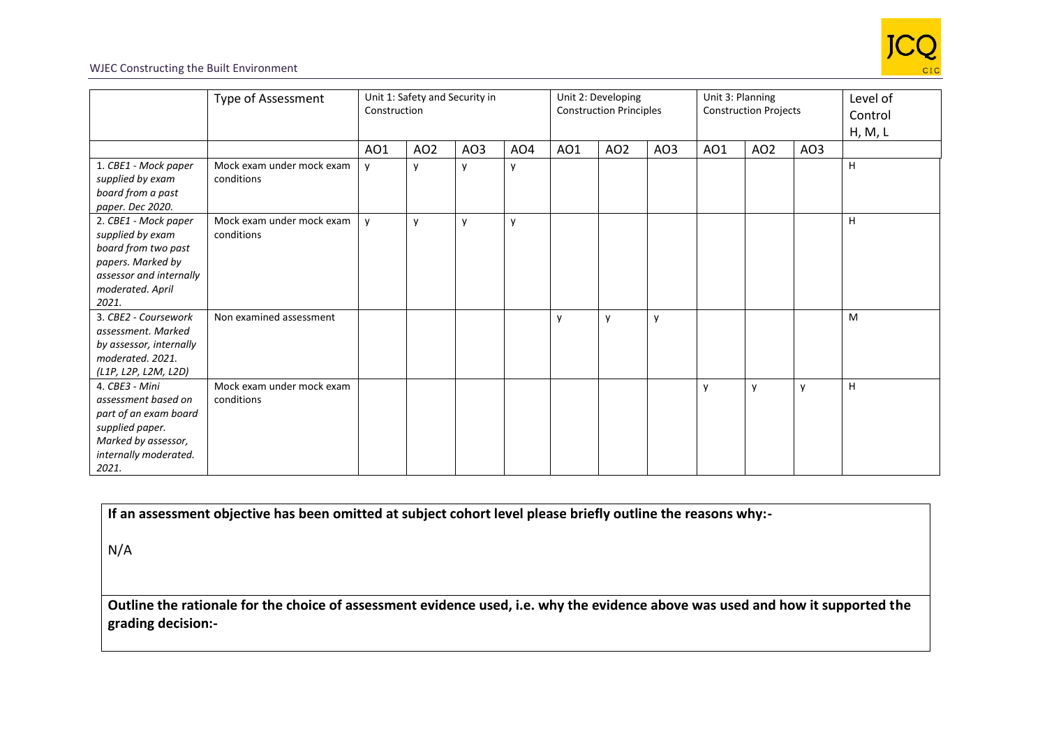| | Type of Assessment | Unit 1: Safety and Security in Construction | | | | Unit 2: Developing Construction Principles | | | Unit 3: Planning Construction Projects | | | Level of Control H, M, L |
|---|---|---|---|---|---|---|---|---|---|---|---|---|
| | | AO1 | AO2 | AO3 | AO4 | AO1 | AO2 | AO3 | AO1 | AO2 | AO3 | |
| 1. *CBE1 - Mock paper supplied by exam board from a past paper. Dec 2020.* | Mock exam under mock exam conditions | y | y | y | y | | | | | | | H |
| 2. *CBE1 - Mock paper supplied by exam board from two past papers. Marked by assessor and internally moderated. April 2021.* | Mock exam under mock exam conditions | y | y | y | y | | | | | | | H |
| 3. *CBE2 - Coursework assessment. Marked by assessor, internally moderated. 2021. (L1P, L2P, L2M, L2D)* | Non examined assessment | | | | | y | y | y | | | | M |
| 4. *CBE3 - Mini assessment based on part of an exam board supplied paper. Marked by assessor, internally moderated. 2021.* | Mock exam under mock exam conditions | | | | | | | | y | y | y | H |

**If an assessment objective has been omitted at subject cohort level please briefly outline the reasons why:-**

N/A

**Outline the rationale for the choice of assessment evidence used, i.e. why the evidence above was used and how it supported the grading decision:-**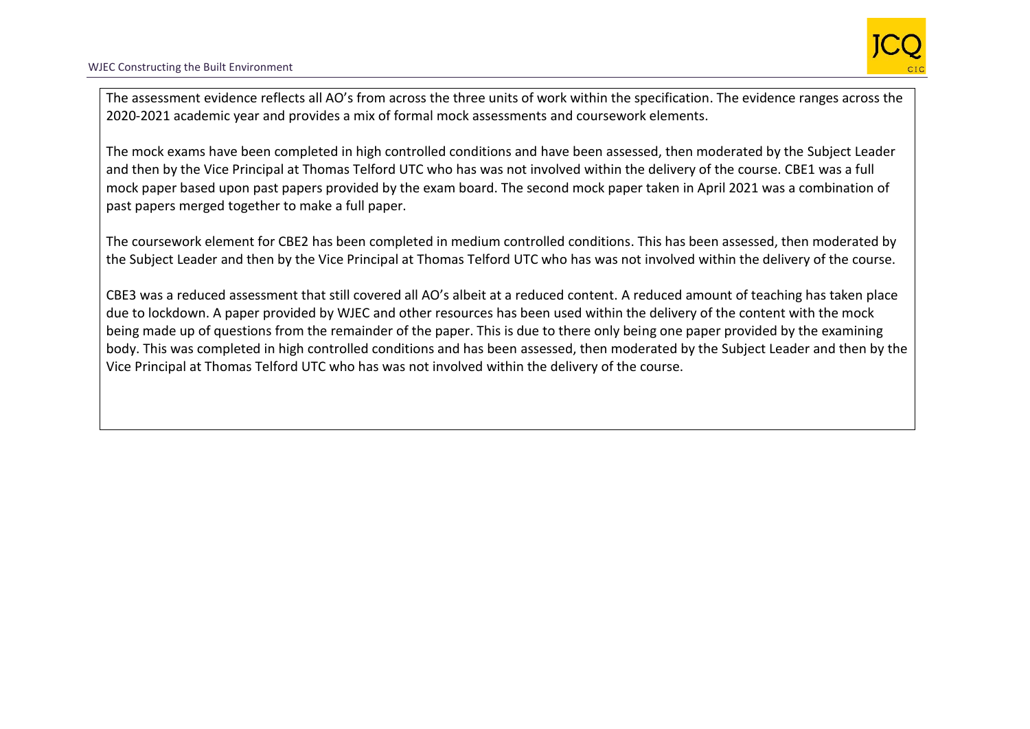The assessment evidence reflects all AO's from across the three units of work within the specification. The evidence ranges across the 2020-2021 academic year and provides a mix of formal mock assessments and coursework elements.

The mock exams have been completed in high controlled conditions and have been assessed, then moderated by the Subject Leader and then by the Vice Principal at Thomas Telford UTC who has was not involved within the delivery of the course. CBE1 was a full mock paper based upon past papers provided by the exam board. The second mock paper taken in April 2021 was a combination of past papers merged together to make a full paper.

The coursework element for CBE2 has been completed in medium controlled conditions. This has been assessed, then moderated by the Subject Leader and then by the Vice Principal at Thomas Telford UTC who has was not involved within the delivery of the course.

CBE3 was a reduced assessment that still covered all AO's albeit at a reduced content. A reduced amount of teaching has taken place due to lockdown. A paper provided by WJEC and other resources has been used within the delivery of the content with the mock being made up of questions from the remainder of the paper. This is due to there only being one paper provided by the examining body. This was completed in high controlled conditions and has been assessed, then moderated by the Subject Leader and then by the Vice Principal at Thomas Telford UTC who has was not involved within the delivery of the course.